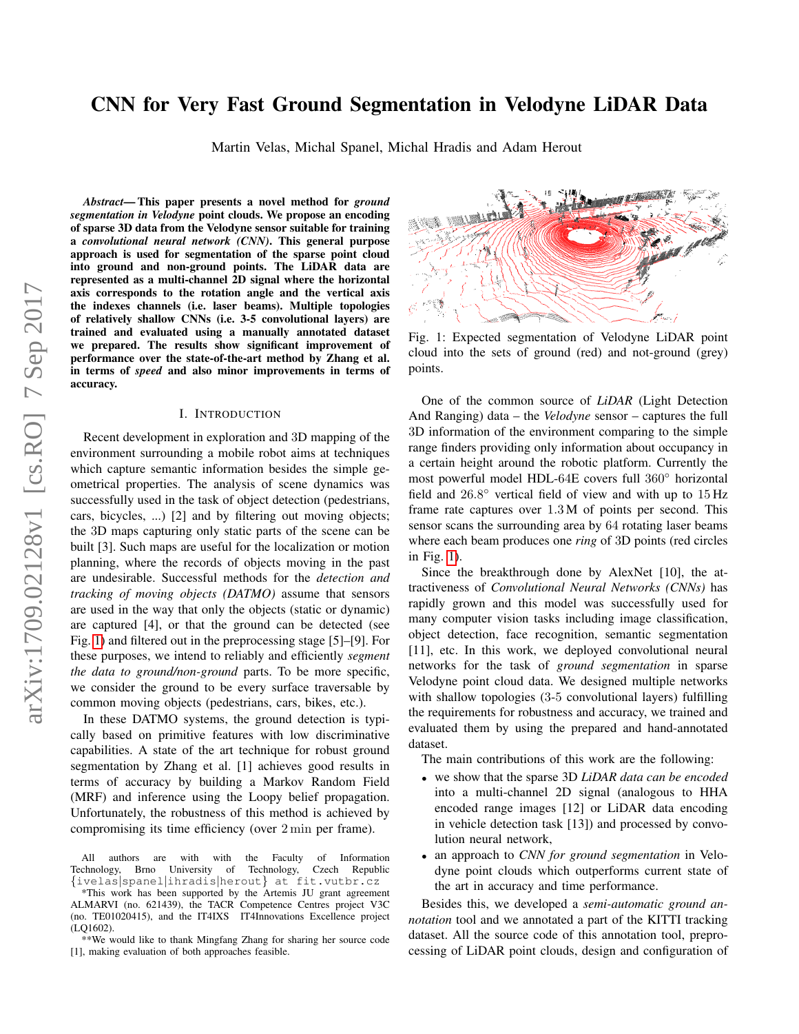# CNN for Very Fast Ground Segmentation in Velodyne LiDAR Data

Martin Velas, Michal Spanel, Michal Hradis and Adam Herout

***Abstract*— This paper presents a novel method for *ground segmentation in Velodyne* point clouds. We propose an encoding of sparse 3D data from the Velodyne sensor suitable for training a *convolutional neural network (CNN)*. This general purpose approach is used for segmentation of the sparse point cloud into ground and non-ground points. The LiDAR data are represented as a multi-channel 2D signal where the horizontal axis corresponds to the rotation angle and the vertical axis the indexes channels (i.e. laser beams). Multiple topologies of relatively shallow CNNs (i.e. 3-5 convolutional layers) are trained and evaluated using a manually annotated dataset we prepared. The results show significant improvement of performance over the state-of-the-art method by Zhang et al. in terms of *speed* and also minor improvements in terms of accuracy.**

## I. Introduction

Recent development in exploration and 3D mapping of the environment surrounding a mobile robot aims at techniques which capture semantic information besides the simple geometrical properties. The analysis of scene dynamics was successfully used in the task of object detection (pedestrians, cars, bicycles, ...) [2] and by filtering out moving objects; the 3D maps capturing only static parts of the scene can be built [3]. Such maps are useful for the localization or motion planning, where the records of objects moving in the past are undesirable. Successful methods for the *detection and tracking of moving objects (DATMO)* assume that sensors are used in the way that only the objects (static or dynamic) are captured [4], or that the ground can be detected (see Fig. 1) and filtered out in the preprocessing stage [5]–[9]. For these purposes, we intend to reliably and efficiently *segment the data to ground/non-ground* parts. To be more specific, we consider the ground to be every surface traversable by common moving objects (pedestrians, cars, bikes, etc.).

In these DATMO systems, the ground detection is typically based on primitive features with low discriminative capabilities. A state of the art technique for robust ground segmentation by Zhang et al. [1] achieves good results in terms of accuracy by building a Markov Random Field (MRF) and inference using the Loopy belief propagation. Unfortunately, the robustness of this method is achieved by compromising its time efficiency (over 2 min per frame).

All authors are with with the Faculty of Information Technology, Brno University of Technology, Czech Republic {ivelas|spanel|ihradis|herout} at fit.vutbr.cz

*This work has been supported by the Artemis JU grant agreement ALMARVI (no. 621439), the TACR Competence Centres project V3C (no. TE01020415), and the IT4IXS IT4Innovations Excellence project (LQ1602).

**We would like to thank Mingfang Zhang for sharing her source code [1], making evaluation of both approaches feasible.

Fig. 1: Expected segmentation of Velodyne LiDAR point cloud into the sets of ground (red) and not-ground (grey) points.

One of the common source of *LiDAR* (Light Detection And Ranging) data – the *Velodyne* sensor – captures the full 3D information of the environment comparing to the simple range finders providing only information about occupancy in a certain height around the robotic platform. Currently the most powerful model HDL-64E covers full 360° horizontal field and 26.8° vertical field of view and with up to 15 Hz frame rate captures over 1.3 M of points per second. This sensor scans the surrounding area by 64 rotating laser beams where each beam produces one *ring* of 3D points (red circles in Fig. 1).

Since the breakthrough done by AlexNet [10], the attractiveness of *Convolutional Neural Networks (CNNs)* has rapidly grown and this model was successfully used for many computer vision tasks including image classification, object detection, face recognition, semantic segmentation [11], etc. In this work, we deployed convolutional neural networks for the task of *ground segmentation* in sparse Velodyne point cloud data. We designed multiple networks with shallow topologies (3-5 convolutional layers) fulfilling the requirements for robustness and accuracy, we trained and evaluated them by using the prepared and hand-annotated dataset.

The main contributions of this work are the following:

- we show that the sparse 3D *LiDAR data can be encoded* into a multi-channel 2D signal (analogous to HHA encoded range images [12] or LiDAR data encoding in vehicle detection task [13]) and processed by convolution neural network,
- an approach to *CNN for ground segmentation* in Velodyne point clouds which outperforms current state of the art in accuracy and time performance.

Besides this, we developed a *semi-automatic ground annotation* tool and we annotated a part of the KITTI tracking dataset. All the source code of this annotation tool, preprocessing of LiDAR point clouds, design and configuration of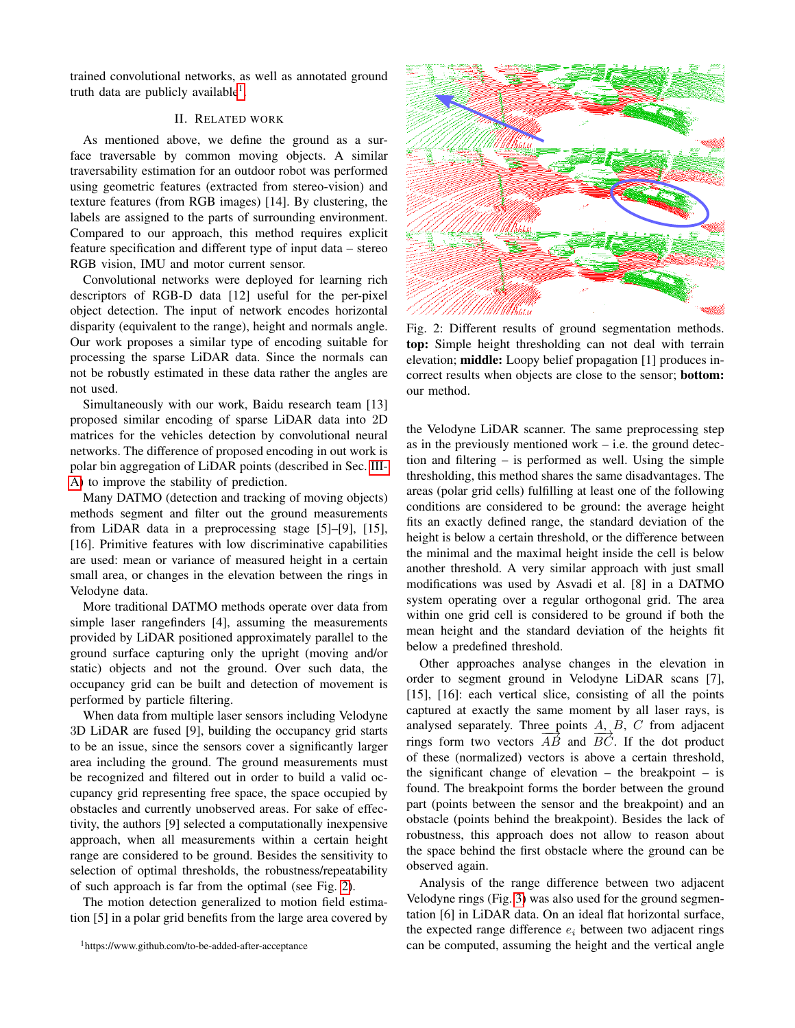trained convolutional networks, as well as annotated ground truth data are publicly available[1].

## II. Related work

As mentioned above, we define the ground as a surface traversable by common moving objects. A similar traversability estimation for an outdoor robot was performed using geometric features (extracted from stereo-vision) and texture features (from RGB images) [14]. By clustering, the labels are assigned to the parts of surrounding environment. Compared to our approach, this method requires explicit feature specification and different type of input data – stereo RGB vision, IMU and motor current sensor.

Convolutional networks were deployed for learning rich descriptors of RGB-D data [12] useful for the per-pixel object detection. The input of network encodes horizontal disparity (equivalent to the range), height and normals angle. Our work proposes a similar type of encoding suitable for processing the sparse LiDAR data. Since the normals can not be robustly estimated in these data rather the angles are not used.

Simultaneously with our work, Baidu research team [13] proposed similar encoding of sparse LiDAR data into 2D matrices for the vehicles detection by convolutional neural networks. The difference of proposed encoding in out work is polar bin aggregation of LiDAR points (described in Sec. III-A) to improve the stability of prediction.

Many DATMO (detection and tracking of moving objects) methods segment and filter out the ground measurements from LiDAR data in a preprocessing stage [5]–[9], [15], [16]. Primitive features with low discriminative capabilities are used: mean or variance of measured height in a certain small area, or changes in the elevation between the rings in Velodyne data.

More traditional DATMO methods operate over data from simple laser rangefinders [4], assuming the measurements provided by LiDAR positioned approximately parallel to the ground surface capturing only the upright (moving and/or static) objects and not the ground. Over such data, the occupancy grid can be built and detection of movement is performed by particle filtering.

When data from multiple laser sensors including Velodyne 3D LiDAR are fused [9], building the occupancy grid starts to be an issue, since the sensors cover a significantly larger area including the ground. The ground measurements must be recognized and filtered out in order to build a valid occupancy grid representing free space, the space occupied by obstacles and currently unobserved areas. For sake of effectivity, the authors [9] selected a computationally inexpensive approach, when all measurements within a certain height range are considered to be ground. Besides the sensitivity to selection of optimal thresholds, the robustness/repeatability of such approach is far from the optimal (see Fig. 2).

The motion detection generalized to motion field estimation [5] in a polar grid benefits from the large area covered by the Velodyne LiDAR scanner. The same preprocessing step as in the previously mentioned work – i.e. the ground detection and filtering – is performed as well. Using the simple thresholding, this method shares the same disadvantages. The areas (polar grid cells) fulfilling at least one of the following conditions are considered to be ground: the average height fits an exactly defined range, the standard deviation of the height is below a certain threshold, or the difference between the minimal and the maximal height inside the cell is below another threshold. A very similar approach with just small modifications was used by Asvadi et al. [8] in a DATMO system operating over a regular orthogonal grid. The area within one grid cell is considered to be ground if both the mean height and the standard deviation of the heights fit below a predefined threshold.

Fig. 2: Different results of ground segmentation methods. **top:** Simple height thresholding can not deal with terrain elevation; **middle:** Loopy belief propagation [1] produces incorrect results when objects are close to the sensor; **bottom:** our method.

Other approaches analyse changes in the elevation in order to segment ground in Velodyne LiDAR scans [7], [15], [16]: each vertical slice, consisting of all the points captured at exactly the same moment by all laser rays, is analysed separately. Three points $A$, $B$, $C$ from adjacent rings form two vectors $\overrightarrow{AB}$ and $\overrightarrow{BC}$. If the dot product of these (normalized) vectors is above a certain threshold, the significant change of elevation – the breakpoint – is found. The breakpoint forms the border between the ground part (points between the sensor and the breakpoint) and an obstacle (points behind the breakpoint). Besides the lack of robustness, this approach does not allow to reason about the space behind the first obstacle where the ground can be observed again.

Analysis of the range difference between two adjacent Velodyne rings (Fig. 3) was also used for the ground segmentation [6] in LiDAR data. On an ideal flat horizontal surface, the expected range difference $e_i$ between two adjacent rings can be computed, assuming the height and the vertical angle

[1] https://www.github.com/to-be-added-after-acceptance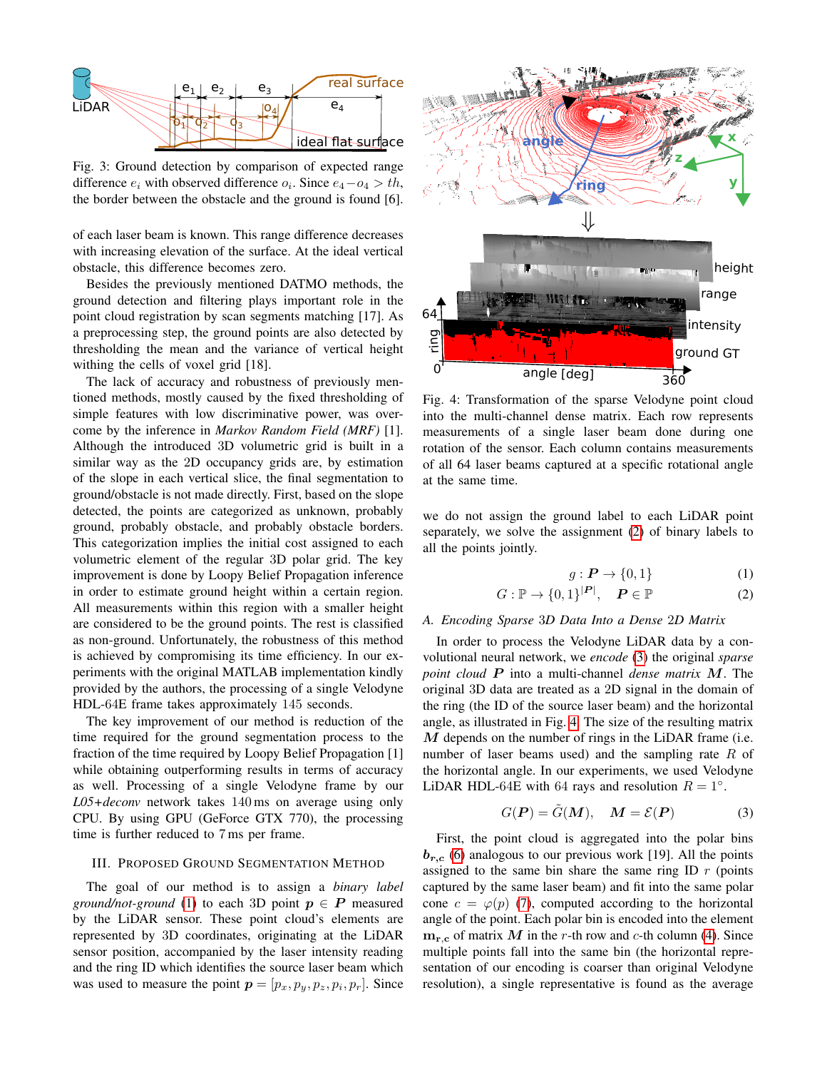LiDAR

$e_1$ $e_2$ $e_3$

real surface

$o_4$

$e_4$

$o_1$ $o_2$ $o_3$

ideal flat surface

Fig. 3: Ground detection by comparison of expected range difference $e_i$ with observed difference $o_i$. Since $e_4 - o_4 > th$, the border between the obstacle and the ground is found [6].

of each laser beam is known. This range difference decreases with increasing elevation of the surface. At the ideal vertical obstacle, this difference becomes zero.

Besides the previously mentioned DATMO methods, the ground detection and filtering plays important role in the point cloud registration by scan segments matching [17]. As a preprocessing step, the ground points are also detected by thresholding the mean and the variance of vertical height withing the cells of voxel grid [18].

The lack of accuracy and robustness of previously mentioned methods, mostly caused by the fixed thresholding of simple features with low discriminative power, was overcome by the inference in *Markov Random Field (MRF)* [1]. Although the introduced 3D volumetric grid is built in a similar way as the 2D occupancy grids are, by estimation of the slope in each vertical slice, the final segmentation to ground/obstacle is not made directly. First, based on the slope detected, the points are categorized as unknown, probably ground, probably obstacle, and probably obstacle borders. This categorization implies the initial cost assigned to each volumetric element of the regular 3D polar grid. The key improvement is done by Loopy Belief Propagation inference in order to estimate ground height within a certain region. All measurements within this region with a smaller height are considered to be the ground points. The rest is classified as non-ground. Unfortunately, the robustness of this method is achieved by compromising its time efficiency. In our experiments with the original MATLAB implementation kindly provided by the authors, the processing of a single Velodyne HDL-64E frame takes approximately 145 seconds.

The key improvement of our method is reduction of the time required for the ground segmentation process to the fraction of the time required by Loopy Belief Propagation [1] while obtaining outperforming results in terms of accuracy as well. Processing of a single Velodyne frame by our *L05+deconv* network takes 140 ms on average using only CPU. By using GPU (GeForce GTX 770), the processing time is further reduced to 7 ms per frame.

## III. Proposed Ground Segmentation Method

The goal of our method is to assign a *binary label ground/not-ground* (1) to each 3D point $\boldsymbol{p} \in \boldsymbol{P}$ measured by the LiDAR sensor. These point cloud's elements are represented by 3D coordinates, originating at the LiDAR sensor position, accompanied by the laser intensity reading and the ring ID which identifies the source laser beam which was used to measure the point $\boldsymbol{p} = [p_x, p_y, p_z, p_i, p_r]$. Since

angle

ring

x

z

y

height

range

intensity

ground GT

64

ring

0

angle [deg]

360

Fig. 4: Transformation of the sparse Velodyne point cloud into the multi-channel dense matrix. Each row represents measurements of a single laser beam done during one rotation of the sensor. Each column contains measurements of all 64 laser beams captured at a specific rotational angle at the same time.

we do not assign the ground label to each LiDAR point separately, we solve the assignment (2) of binary labels to all the points jointly.

$$g : \boldsymbol{P} \rightarrow \{0, 1\} \tag{1}$$

$$G : \mathbb{P} \rightarrow \{0, 1\}^{|\boldsymbol{P}|}, \quad \boldsymbol{P} \in \mathbb{P} \tag{2}$$

### A. Encoding Sparse 3D Data Into a Dense 2D Matrix

In order to process the Velodyne LiDAR data by a convolutional neural network, we *encode* (3) the original *sparse point cloud* $\boldsymbol{P}$ into a multi-channel *dense matrix* $\boldsymbol{M}$. The original 3D data are treated as a 2D signal in the domain of the ring (the ID of the source laser beam) and the horizontal angle, as illustrated in Fig. 4. The size of the resulting matrix $\boldsymbol{M}$ depends on the number of rings in the LiDAR frame (i.e. number of laser beams used) and the sampling rate $R$ of the horizontal angle. In our experiments, we used Velodyne LiDAR HDL-64E with 64 rays and resolution $R = 1°$.

$$G(\boldsymbol{P}) = \tilde{G}(\boldsymbol{M}), \quad \boldsymbol{M} = \mathcal{E}(\boldsymbol{P}) \tag{3}$$

First, the point cloud is aggregated into the polar bins $\boldsymbol{b}_{\boldsymbol{r},\boldsymbol{c}}$ (6) analogous to our previous work [19]. All the points assigned to the same bin share the same ring ID $r$ (points captured by the same laser beam) and fit into the same polar cone $c = \varphi(p)$ (7), computed according to the horizontal angle of the point. Each polar bin is encoded into the element $\mathbf{m}_{\mathbf{r},\mathbf{c}}$ of matrix $\boldsymbol{M}$ in the $r$-th row and $c$-th column (4). Since multiple points fall into the same bin (the horizontal representation of our encoding is coarser than original Velodyne resolution), a single representative is found as the average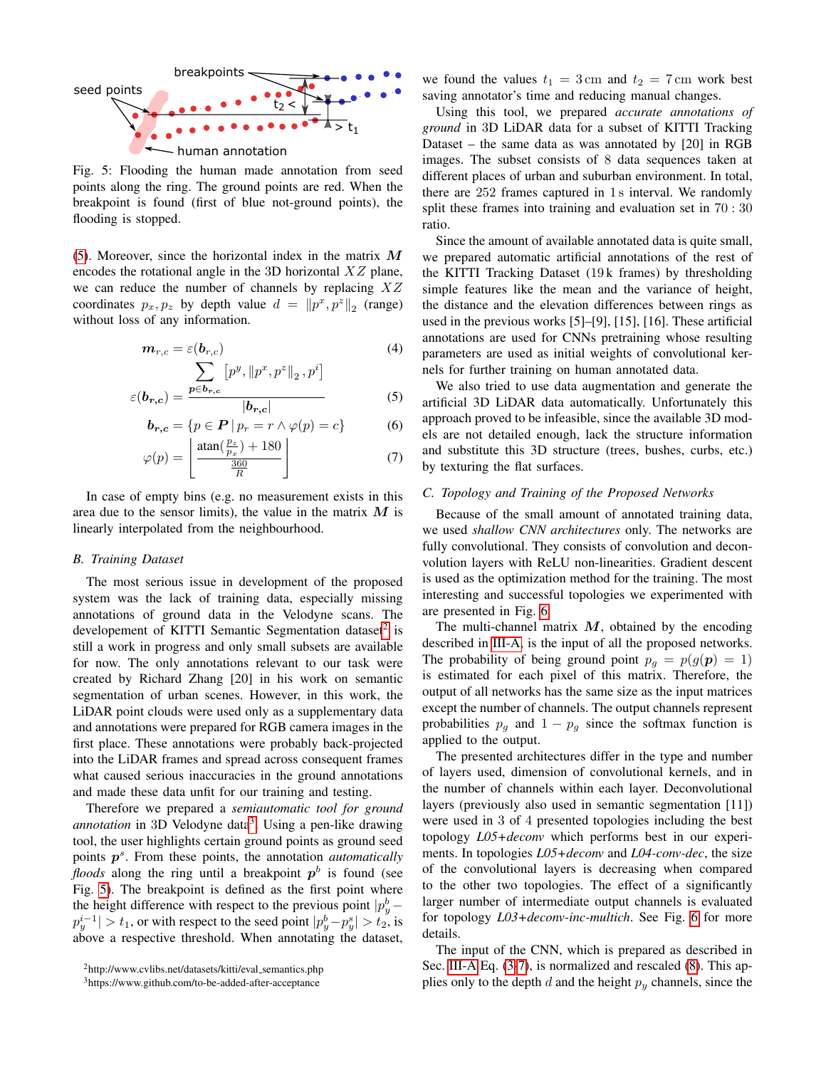breakpoints

seed points

$t_2 <$

$> t_1$

human annotation

Fig. 5: Flooding the human made annotation from seed points along the ring. The ground points are red. When the breakpoint is found (first of blue not-ground points), the flooding is stopped.

(5). Moreover, since the horizontal index in the matrix $\boldsymbol{M}$ encodes the rotational angle in the 3D horizontal $XZ$ plane, we can reduce the number of channels by replacing $XZ$ coordinates $p_x, p_z$ by depth value $d = \|p^x, p^z\|_2$ (range) without loss of any information.

$$\boldsymbol{m}_{r,c} = \varepsilon(\boldsymbol{b}_{r,c}) \tag{4}$$

$$\varepsilon(\boldsymbol{b_{r,c}}) = \frac{\sum\limits_{\boldsymbol{p} \in \boldsymbol{b}_{r,c}} \left[p^y, \|p^x, p^z\|_2, p^i\right]}{|\boldsymbol{b_{r,c}}|} \tag{5}$$

$$\boldsymbol{b_{r,c}} = \{p \in \boldsymbol{P} \,|\, p_r = r \wedge \varphi(p) = c\} \tag{6}$$

$$\varphi(p) = \left\lfloor \frac{\mathrm{atan}(\frac{p_z}{p_x}) + 180}{\frac{360}{R}} \right\rfloor \tag{7}$$

In case of empty bins (e.g. no measurement exists in this area due to the sensor limits), the value in the matrix $\boldsymbol{M}$ is linearly interpolated from the neighbourhood.

### B. Training Dataset

The most serious issue in development of the proposed system was the lack of training data, especially missing annotations of ground data in the Velodyne scans. The developement of KITTI Semantic Segmentation dataset[2] is still a work in progress and only small subsets are available for now. The only annotations relevant to our task were created by Richard Zhang [20] in his work on semantic segmentation of urban scenes. However, in this work, the LiDAR point clouds were used only as a supplementary data and annotations were prepared for RGB camera images in the first place. These annotations were probably back-projected into the LiDAR frames and spread across consequent frames what caused serious inaccuracies in the ground annotations and made these data unfit for our training and testing.

Therefore we prepared a *semiautomatic tool for ground annotation* in 3D Velodyne data[3]. Using a pen-like drawing tool, the user highlights certain ground points as ground seed points $\boldsymbol{p}^s$. From these points, the annotation *automatically floods* along the ring until a breakpoint $\boldsymbol{p}^b$ is found (see Fig. 5). The breakpoint is defined as the first point where the height difference with respect to the previous point $|p^b_y - p^{i-1}_y| > t_1$, or with respect to the seed point $|p^b_y - p^s_y| > t_2$, is above a respective threshold. When annotating the dataset, we found the values $t_1 = 3\,\mathrm{cm}$ and $t_2 = 7\,\mathrm{cm}$ work best saving annotator's time and reducing manual changes.

Using this tool, we prepared *accurate annotations of ground* in 3D LiDAR data for a subset of KITTI Tracking Dataset – the same data as was annotated by [20] in RGB images. The subset consists of 8 data sequences taken at different places of urban and suburban environment. In total, there are 252 frames captured in 1 s interval. We randomly split these frames into training and evaluation set in 70 : 30 ratio.

Since the amount of available annotated data is quite small, we prepared automatic artificial annotations of the rest of the KITTI Tracking Dataset (19 k frames) by thresholding simple features like the mean and the variance of height, the distance and the elevation differences between rings as used in the previous works [5]–[9], [15], [16]. These artificial annotations are used for CNNs pretraining whose resulting parameters are used as initial weights of convolutional kernels for further training on human annotated data.

We also tried to use data augmentation and generate the artificial 3D LiDAR data automatically. Unfortunately this approach proved to be infeasible, since the available 3D models are not detailed enough, lack the structure information and substitute this 3D structure (trees, bushes, curbs, etc.) by texturing the flat surfaces.

### C. Topology and Training of the Proposed Networks

Because of the small amount of annotated training data, we used *shallow CNN architectures* only. The networks are fully convolutional. They consists of convolution and deconvolution layers with ReLU non-linearities. Gradient descent is used as the optimization method for the training. The most interesting and successful topologies we experimented with are presented in Fig. 6.

The multi-channel matrix $\boldsymbol{M}$, obtained by the encoding described in III-A, is the input of all the proposed networks. The probability of being ground point $p_g = p(g(\boldsymbol{p}) = 1)$ is estimated for each pixel of this matrix. Therefore, the output of all networks has the same size as the input matrices except the number of channels. The output channels represent probabilities $p_g$ and $1 - p_g$ since the softmax function is applied to the output.

The presented architectures differ in the type and number of layers used, dimension of convolutional kernels, and in the number of channels within each layer. Deconvolutional layers (previously also used in semantic segmentation [11]) were used in 3 of 4 presented topologies including the best topology *L05+deconv* which performs best in our experiments. In topologies *L05+deconv* and *L04-conv-dec*, the size of the convolutional layers is decreasing when compared to the other two topologies. The effect of a significantly larger number of intermediate output channels is evaluated for topology *L03+deconv-inc-multich*. See Fig. 6 for more details.

The input of the CNN, which is prepared as described in Sec. III-A Eq. (3-7), is normalized and rescaled (8). This applies only to the depth $d$ and the height $p_y$ channels, since the

[2] http://www.cvlibs.net/datasets/kitti/eval_semantics.php

[3] https://www.github.com/to-be-added-after-acceptance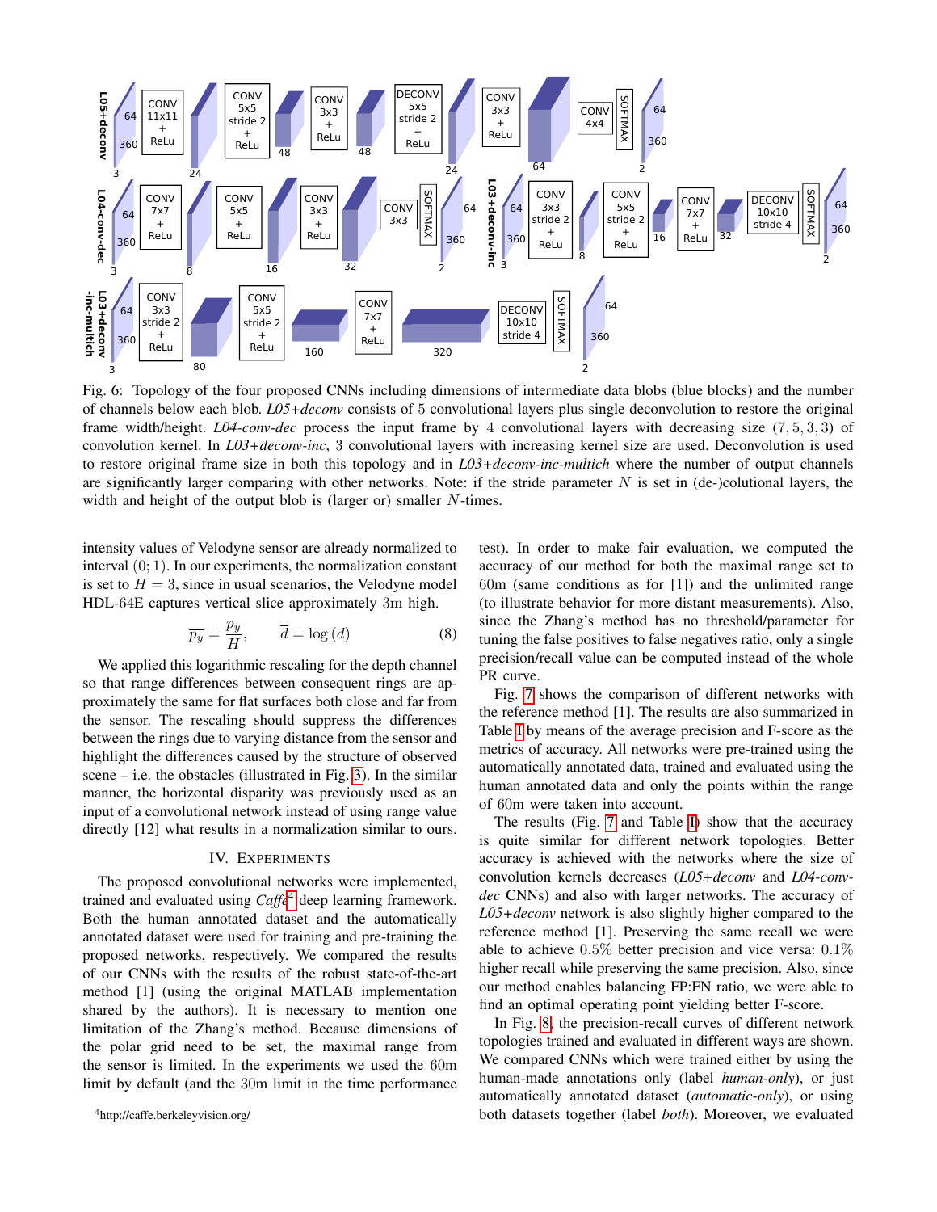L05+deconv

64
360
3
CONV 11x11 + ReLu
24
CONV 5x5 stride 2 + ReLu
48
CONV 3x3 + ReLu
48
DECONV 5x5 stride 2 + ReLu
24
CONV 3x3 + ReLu
64
CONV 4x4
SOFTMAX
64
360
2

L04-conv-dec

64
360
3
CONV 7x7 + ReLu
8
CONV 5x5 + ReLu
16
CONV 3x3 + ReLu
32
CONV 3x3
SOFTMAX
64
360
2

L03+deconv-inc

64
360
3
CONV 3x3 stride 2 + ReLu
8
CONV 5x5 stride 2 + ReLu
16
CONV 7x7 + ReLu
32
DECONV 10x10 stride 4
SOFTMAX
64
360
2

L03+deconv-inc-multich

64
360
3
CONV 3x3 stride 2 + ReLu
80
CONV 5x5 stride 2 + ReLu
160
CONV 7x7 + ReLu
320
DECONV 10x10 stride 4
SOFTMAX
64
360
2

Fig. 6: Topology of the four proposed CNNs including dimensions of intermediate data blobs (blue blocks) and the number of channels below each blob. *L05+deconv* consists of 5 convolutional layers plus single deconvolution to restore the original frame width/height. *L04-conv-dec* process the input frame by 4 convolutional layers with decreasing size $(7, 5, 3, 3)$ of convolution kernel. In *L03+deconv-inc*, 3 convolutional layers with increasing kernel size are used. Deconvolution is used to restore original frame size in both this topology and in *L03+deconv-inc-multich* where the number of output channels are significantly larger comparing with other networks. Note: if the stride parameter $N$ is set in (de-)colutional layers, the width and height of the output blob is (larger or) smaller $N$-times.

intensity values of Velodyne sensor are already normalized to interval $(0; 1)$. In our experiments, the normalization constant is set to $H = 3$, since in usual scenarios, the Velodyne model HDL-64E captures vertical slice approximately 3m high.

$$\overline{p_y} = \frac{p_y}{H}, \qquad \overline{d} = \log(d) \tag{8}$$

We applied this logarithmic rescaling for the depth channel so that range differences between consequent rings are approximately the same for flat surfaces both close and far from the sensor. The rescaling should suppress the differences between the rings due to varying distance from the sensor and highlight the differences caused by the structure of observed scene – i.e. the obstacles (illustrated in Fig. 3). In the similar manner, the horizontal disparity was previously used as an input of a convolutional network instead of using range value directly [12] what results in a normalization similar to ours.

## IV. Experiments

The proposed convolutional networks were implemented, trained and evaluated using *Caffe*[4] deep learning framework. Both the human annotated dataset and the automatically annotated dataset were used for training and pre-training the proposed networks, respectively. We compared the results of our CNNs with the results of the robust state-of-the-art method [1] (using the original MATLAB implementation shared by the authors). It is necessary to mention one limitation of the Zhang's method. Because dimensions of the polar grid need to be set, the maximal range from the sensor is limited. In the experiments we used the 60m limit by default (and the 30m limit in the time performance test). In order to make fair evaluation, we computed the accuracy of our method for both the maximal range set to 60m (same conditions as for [1]) and the unlimited range (to illustrate behavior for more distant measurements). Also, since the Zhang's method has no threshold/parameter for tuning the false positives to false negatives ratio, only a single precision/recall value can be computed instead of the whole PR curve.

Fig. 7 shows the comparison of different networks with the reference method [1]. The results are also summarized in Table I by means of the average precision and F-score as the metrics of accuracy. All networks were pre-trained using the automatically annotated data, trained and evaluated using the human annotated data and only the points within the range of 60m were taken into account.

The results (Fig. 7 and Table I) show that the accuracy is quite similar for different network topologies. Better accuracy is achieved with the networks where the size of convolution kernels decreases (*L05+deconv* and *L04-conv-dec* CNNs) and also with larger networks. The accuracy of *L05+deconv* network is also slightly higher compared to the reference method [1]. Preserving the same recall we were able to achieve 0.5% better precision and vice versa: 0.1% higher recall while preserving the same precision. Also, since our method enables balancing FP:FN ratio, we were able to find an optimal operating point yielding better F-score.

In Fig. 8, the precision-recall curves of different network topologies trained and evaluated in different ways are shown. We compared CNNs which were trained either by using the human-made annotations only (label *human-only*), or just automatically annotated dataset (*automatic-only*), or using both datasets together (label *both*). Moreover, we evaluated

[4] http://caffe.berkeleyvision.org/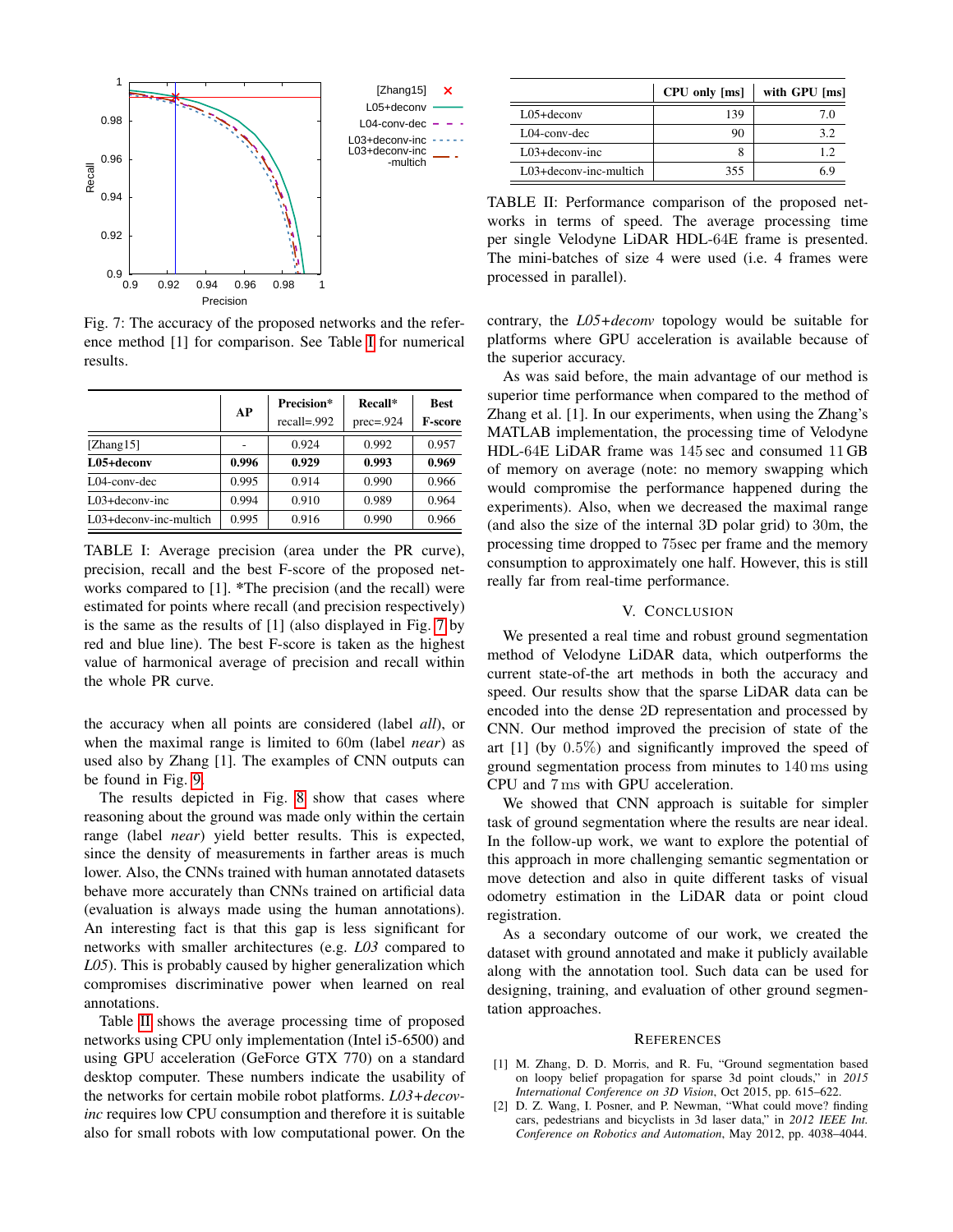1

0.98

0.96

Recall

0.94

0.92

0.9

0.9 0.92 0.94 0.96 0.98 1

Precision

[Zhang15]
L05+deconv
L04-conv-dec
L03+deconv-inc
L03+deconv-inc -multich

Fig. 7: The accuracy of the proposed networks and the reference method [1] for comparison. See Table I for numerical results.

| | AP | Precision* recall=.992 | Recall* prec=.924 | Best F-score |
|---|---|---|---|---|
| [Zhang15] | - | 0.924 | 0.992 | 0.957 |
| **L05+deconv** | **0.996** | **0.929** | **0.993** | **0.969** |
| L04-conv-dec | 0.995 | 0.914 | 0.990 | 0.966 |
| L03+deconv-inc | 0.994 | 0.910 | 0.989 | 0.964 |
| L03+deconv-inc-multich | 0.995 | 0.916 | 0.990 | 0.966 |

TABLE I: Average precision (area under the PR curve), precision, recall and the best F-score of the proposed networks compared to [1]. *The precision (and the recall) were estimated for points where recall (and precision respectively) is the same as the results of [1] (also displayed in Fig. 7 by red and blue line). The best F-score is taken as the highest value of harmonical average of precision and recall within the whole PR curve.

the accuracy when all points are considered (label *all*), or when the maximal range is limited to 60m (label *near*) as used also by Zhang [1]. The examples of CNN outputs can be found in Fig. 9.

The results depicted in Fig. 8 show that cases where reasoning about the ground was made only within the certain range (label *near*) yield better results. This is expected, since the density of measurements in farther areas is much lower. Also, the CNNs trained with human annotated datasets behave more accurately than CNNs trained on artificial data (evaluation is always made using the human annotations). An interesting fact is that this gap is less significant for networks with smaller architectures (e.g. *L03* compared to *L05*). This is probably caused by higher generalization which compromises discriminative power when learned on real annotations.

Table II shows the average processing time of proposed networks using CPU only implementation (Intel i5-6500) and using GPU acceleration (GeForce GTX 770) on a standard desktop computer. These numbers indicate the usability of the networks for certain mobile robot platforms. *L03+deconv-inc* requires low CPU consumption and therefore it is suitable also for small robots with low computational power. On the contrary, the *L05+deconv* topology would be suitable for platforms where GPU acceleration is available because of the superior accuracy.

| | CPU only [ms] | with GPU [ms] |
|---|---|---|
| L05+deconv | 139 | 7.0 |
| L04-conv-dec | 90 | 3.2 |
| L03+deconv-inc | 8 | 1.2 |
| L03+deconv-inc-multich | 355 | 6.9 |

TABLE II: Performance comparison of the proposed networks in terms of speed. The average processing time per single Velodyne LiDAR HDL-64E frame is presented. The mini-batches of size 4 were used (i.e. 4 frames were processed in parallel).

As was said before, the main advantage of our method is superior time performance when compared to the method of Zhang et al. [1]. In our experiments, when using the Zhang's MATLAB implementation, the processing time of Velodyne HDL-64E LiDAR frame was 145 sec and consumed 11 GB of memory on average (note: no memory swapping which would compromise the performance happened during the experiments). Also, when we decreased the maximal range (and also the size of the internal 3D polar grid) to 30m, the processing time dropped to 75sec per frame and the memory consumption to approximately one half. However, this is still really far from real-time performance.

## V. Conclusion

We presented a real time and robust ground segmentation method of Velodyne LiDAR data, which outperforms the current state-of-the art methods in both the accuracy and speed. Our results show that the sparse LiDAR data can be encoded into the dense 2D representation and processed by CNN. Our method improved the precision of state of the art [1] (by $0.5\%$) and significantly improved the speed of ground segmentation process from minutes to $140\,\text{ms}$ using CPU and $7\,\text{ms}$ with GPU acceleration.

We showed that CNN approach is suitable for simpler task of ground segmentation where the results are near ideal. In the follow-up work, we want to explore the potential of this approach in more challenging semantic segmentation or move detection and also in quite different tasks of visual odometry estimation in the LiDAR data or point cloud registration.

As a secondary outcome of our work, we created the dataset with ground annotated and make it publicly available along with the annotation tool. Such data can be used for designing, training, and evaluation of other ground segmentation approaches.

## References

[1] M. Zhang, D. D. Morris, and R. Fu, "Ground segmentation based on loopy belief propagation for sparse 3d point clouds," in *2015 International Conference on 3D Vision*, Oct 2015, pp. 615–622.

[2] D. Z. Wang, I. Posner, and P. Newman, "What could move? finding cars, pedestrians and bicyclists in 3d laser data," in *2012 IEEE Int. Conference on Robotics and Automation*, May 2012, pp. 4038–4044.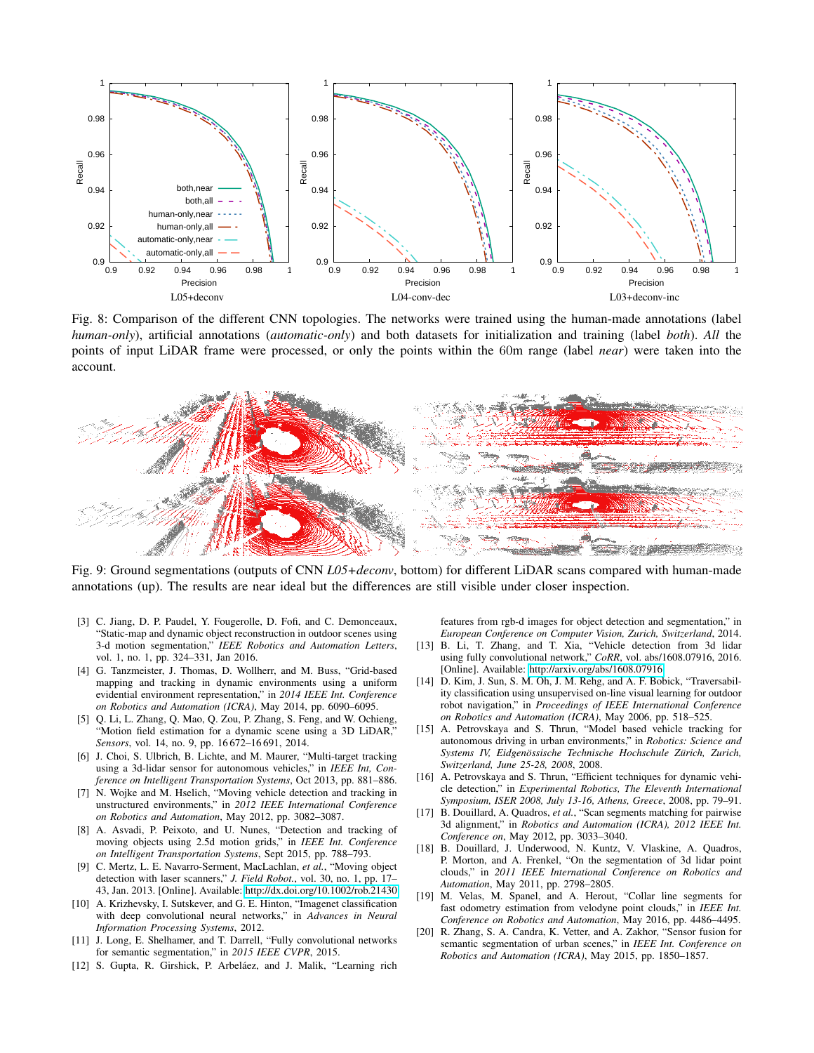Recall

Precision

L05+deconv

1
0.98
0.96
0.94
0.92
0.9

0.9 0.92 0.94 0.96 0.98 1

both,near
both,all
human-only,near
human-only,all
automatic-only,near
automatic-only,all

L04-conv-dec

L03+deconv-inc

Fig. 8: Comparison of the different CNN topologies. The networks were trained using the human-made annotations (label *human-only*), artificial annotations (*automatic-only*) and both datasets for initialization and training (label *both*). *All* the points of input LiDAR frame were processed, or only the points within the 60m range (label *near*) were taken into the account.

Fig. 9: Ground segmentations (outputs of CNN *L05+deconv*, bottom) for different LiDAR scans compared with human-made annotations (up). The results are near ideal but the differences are still visible under closer inspection.

[3] C. Jiang, D. P. Paudel, Y. Fougerolle, D. Fofi, and C. Demonceaux, "Static-map and dynamic object reconstruction in outdoor scenes using 3-d motion segmentation," *IEEE Robotics and Automation Letters*, vol. 1, no. 1, pp. 324–331, Jan 2016.

[4] G. Tanzmeister, J. Thomas, D. Wollherr, and M. Buss, "Grid-based mapping and tracking in dynamic environments using a uniform evidential environment representation," in *2014 IEEE Int. Conference on Robotics and Automation (ICRA)*, May 2014, pp. 6090–6095.

[5] Q. Li, L. Zhang, Q. Mao, Q. Zou, P. Zhang, S. Feng, and W. Ochieng, "Motion field estimation for a dynamic scene using a 3D LiDAR," *Sensors*, vol. 14, no. 9, pp. 16 672–16 691, 2014.

[6] J. Choi, S. Ulbrich, B. Lichte, and M. Maurer, "Multi-target tracking using a 3d-lidar sensor for autonomous vehicles," in *IEEE Int. Conference on Intelligent Transportation Systems*, Oct 2013, pp. 881–886.

[7] N. Wojke and M. Hselich, "Moving vehicle detection and tracking in unstructured environments," in *2012 IEEE International Conference on Robotics and Automation*, May 2012, pp. 3082–3087.

[8] A. Asvadi, P. Peixoto, and U. Nunes, "Detection and tracking of moving objects using 2.5d motion grids," in *IEEE Int. Conference on Intelligent Transportation Systems*, Sept 2015, pp. 788–793.

[9] C. Mertz, L. E. Navarro-Serment, MacLachlan, *et al.*, "Moving object detection with laser scanners," *J. Field Robot.*, vol. 30, no. 1, pp. 17–43, Jan. 2013. [Online]. Available: http://dx.doi.org/10.1002/rob.21430

[10] A. Krizhevsky, I. Sutskever, and G. E. Hinton, "Imagenet classification with deep convolutional neural networks," in *Advances in Neural Information Processing Systems*, 2012.

[11] J. Long, E. Shelhamer, and T. Darrell, "Fully convolutional networks for semantic segmentation," in *2015 IEEE CVPR*, 2015.

[12] S. Gupta, R. Girshick, P. Arbeláez, and J. Malik, "Learning rich features from rgb-d images for object detection and segmentation," in *European Conference on Computer Vision, Zurich, Switzerland*, 2014.

[13] B. Li, T. Zhang, and T. Xia, "Vehicle detection from 3d lidar using fully convolutional network," *CoRR*, vol. abs/1608.07916, 2016. [Online]. Available: http://arxiv.org/abs/1608.07916

[14] D. Kim, J. Sun, S. M. Oh, J. M. Rehg, and A. F. Bobick, "Traversability classification using unsupervised on-line visual learning for outdoor robot navigation," in *Proceedings of IEEE International Conference on Robotics and Automation (ICRA)*, May 2006, pp. 518–525.

[15] A. Petrovskaya and S. Thrun, "Model based vehicle tracking for autonomous driving in urban environments," in *Robotics: Science and Systems IV, Eidgenössische Technische Hochschule Zürich, Zurich, Switzerland, June 25-28, 2008*, 2008.

[16] A. Petrovskaya and S. Thrun, "Efficient techniques for dynamic vehicle detection," in *Experimental Robotics, The Eleventh International Symposium, ISER 2008, July 13-16, Athens, Greece*, 2008, pp. 79–91.

[17] B. Douillard, A. Quadros, *et al.*, "Scan segments matching for pairwise 3d alignment," in *Robotics and Automation (ICRA), 2012 IEEE Int. Conference on*, May 2012, pp. 3033–3040.

[18] B. Douillard, J. Underwood, N. Kuntz, V. Vlaskine, A. Quadros, P. Morton, and A. Frenkel, "On the segmentation of 3d lidar point clouds," in *2011 IEEE International Conference on Robotics and Automation*, May 2011, pp. 2798–2805.

[19] M. Velas, M. Spanel, and A. Herout, "Collar line segments for fast odometry estimation from velodyne point clouds," in *IEEE Int. Conference on Robotics and Automation*, May 2016, pp. 4486–4495.

[20] R. Zhang, S. A. Candra, K. Vetter, and A. Zakhor, "Sensor fusion for semantic segmentation of urban scenes," in *IEEE Int. Conference on Robotics and Automation (ICRA)*, May 2015, pp. 1850–1857.